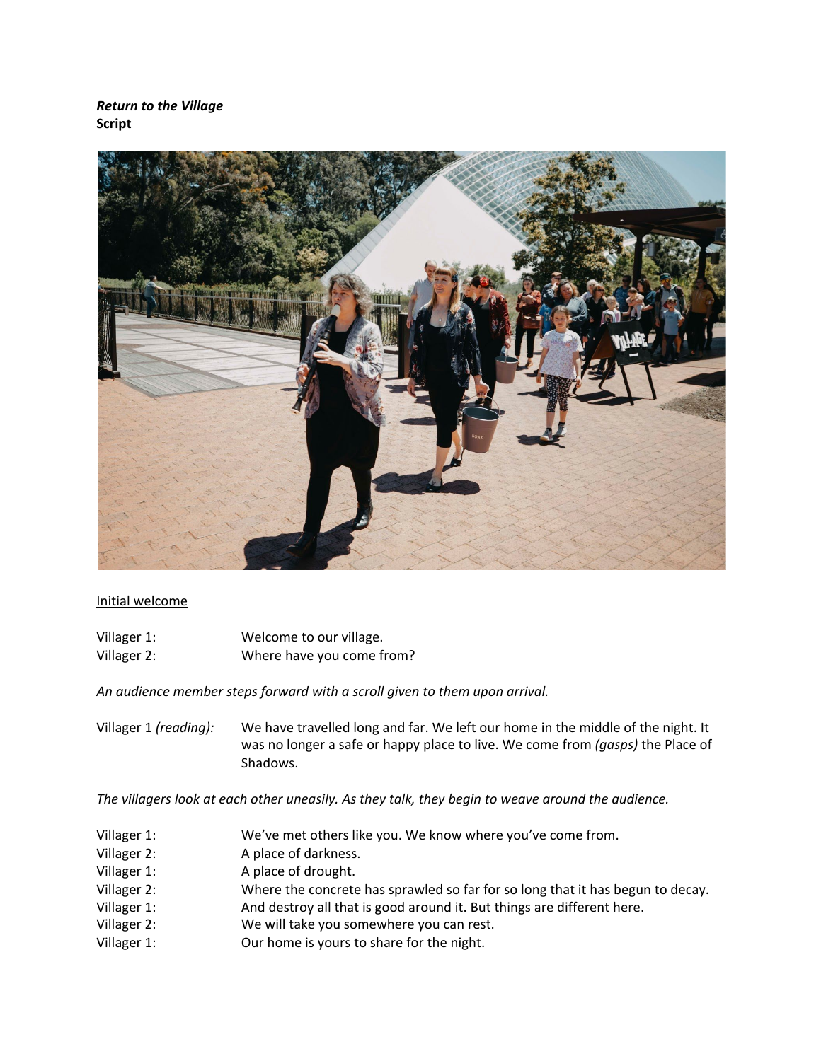***Return to the Village***
**Script**

Initial welcome

Villager 1: Welcome to our village.
Villager 2: Where have you come from?

*An audience member steps forward with a scroll given to them upon arrival.*

Villager 1 *(reading):* We have travelled long and far. We left our home in the middle of the night. It was no longer a safe or happy place to live. We come from *(gasps)* the Place of Shadows.

*The villagers look at each other uneasily. As they talk, they begin to weave around the audience.*

Villager 1: We've met others like you. We know where you've come from.
Villager 2: A place of darkness.
Villager 1: A place of drought.
Villager 2: Where the concrete has sprawled so far for so long that it has begun to decay.
Villager 1: And destroy all that is good around it. But things are different here.
Villager 2: We will take you somewhere you can rest.
Villager 1: Our home is yours to share for the night.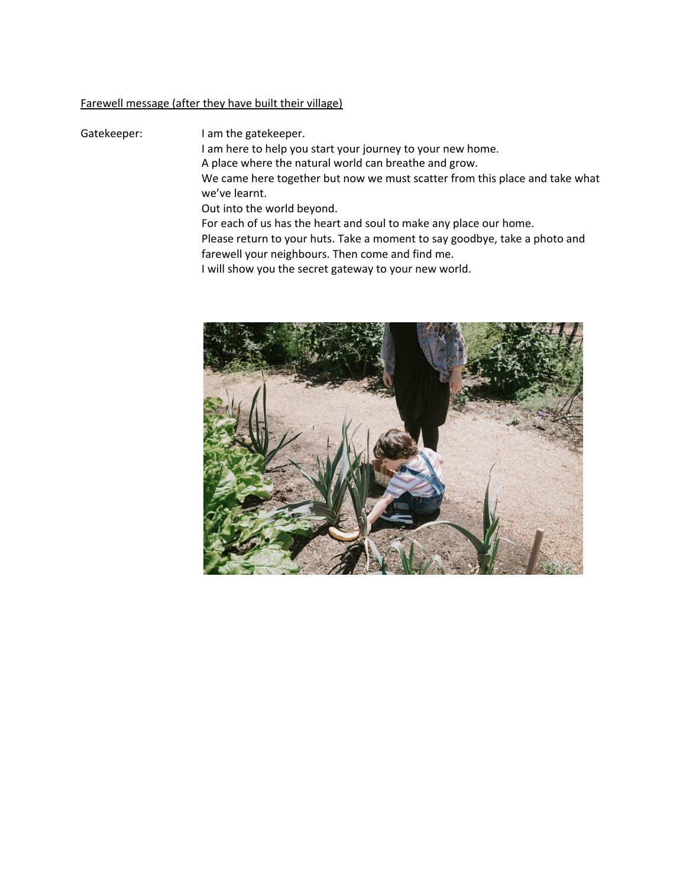<u>Farewell message (after they have built their village)</u>

Gatekeeper:

I am the gatekeeper.
I am here to help you start your journey to your new home.
A place where the natural world can breathe and grow.
We came here together but now we must scatter from this place and take what we've learnt.
Out into the world beyond.
For each of us has the heart and soul to make any place our home.
Please return to your huts. Take a moment to say goodbye, take a photo and farewell your neighbours. Then come and find me.
I will show you the secret gateway to your new world.